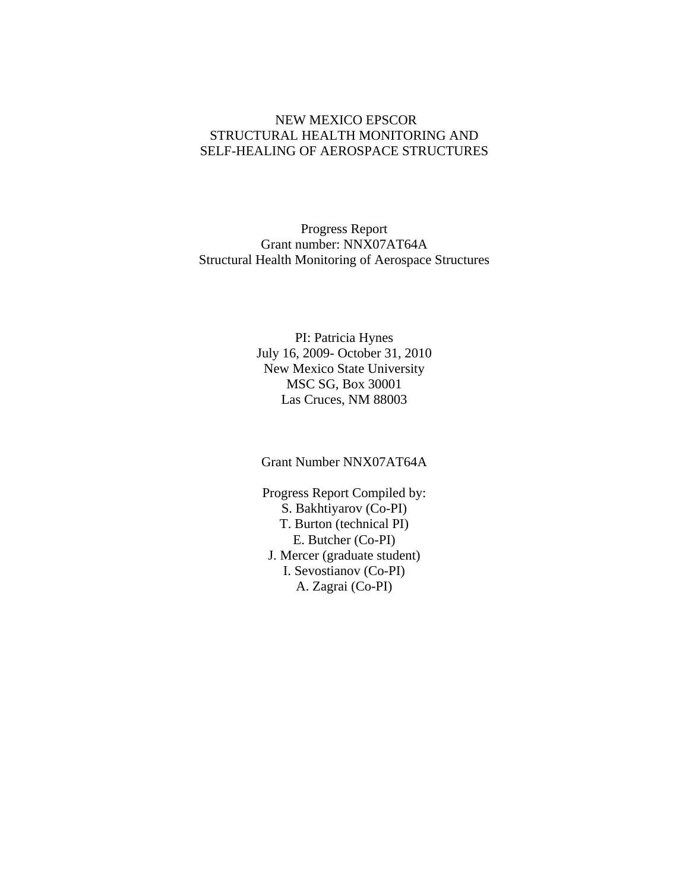# NEW MEXICO EPSCOR
# STRUCTURAL HEALTH MONITORING AND SELF-HEALING OF AEROSPACE STRUCTURES

Progress Report
Grant number: NNX07AT64A
Structural Health Monitoring of Aerospace Structures

PI: Patricia Hynes
July 16, 2009- October 31, 2010
New Mexico State University
MSC SG, Box 30001
Las Cruces, NM 88003

Grant Number NNX07AT64A

Progress Report Compiled by:
S. Bakhtiyarov (Co-PI)
T. Burton (technical PI)
E. Butcher (Co-PI)
J. Mercer (graduate student)
I. Sevostianov (Co-PI)
A. Zagrai (Co-PI)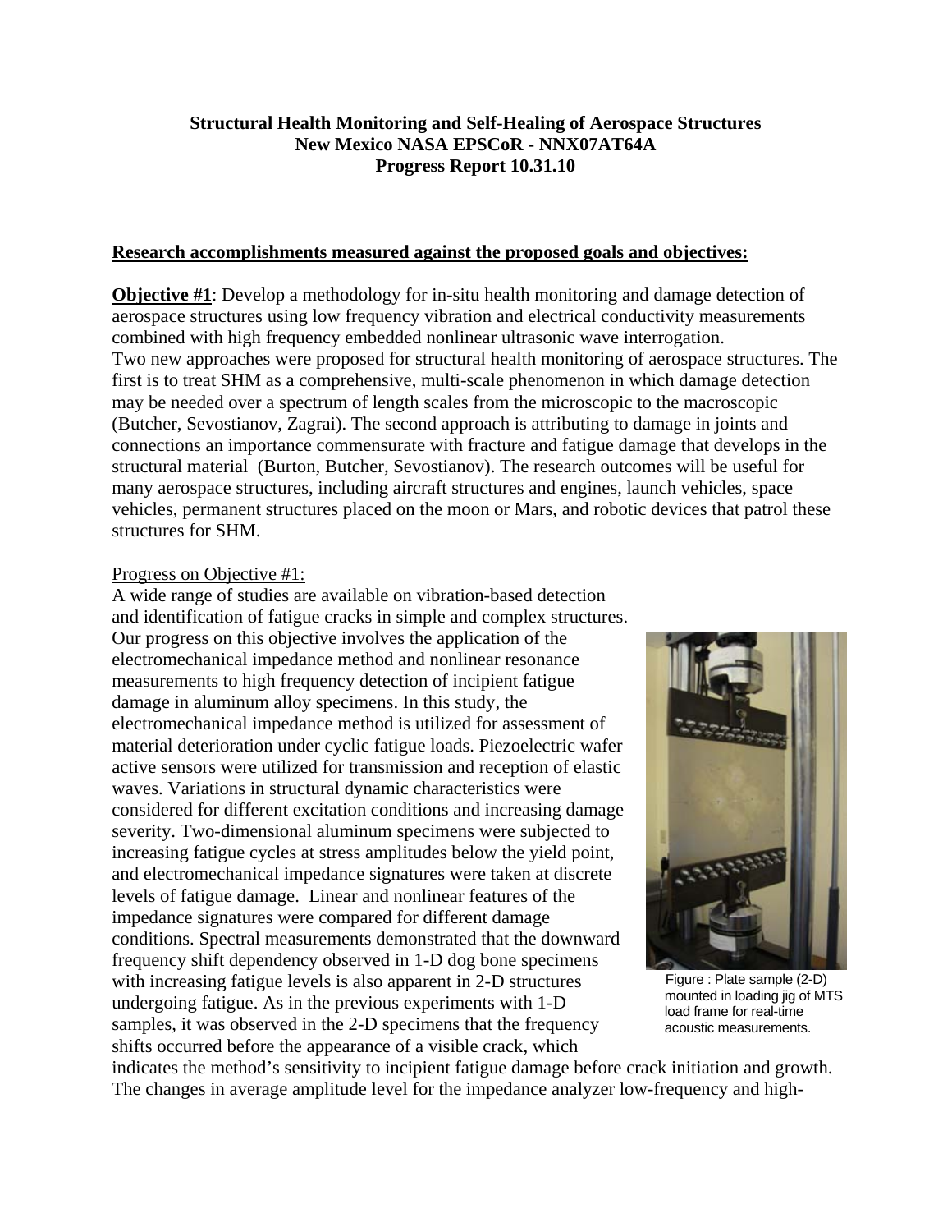**Structural Health Monitoring and Self-Healing of Aerospace Structures**
**New Mexico NASA EPSCoR - NNX07AT64A**
**Progress Report 10.31.10**

## Research accomplishments measured against the proposed goals and objectives:

**Objective #1**: Develop a methodology for in-situ health monitoring and damage detection of aerospace structures using low frequency vibration and electrical conductivity measurements combined with high frequency embedded nonlinear ultrasonic wave interrogation.
Two new approaches were proposed for structural health monitoring of aerospace structures. The first is to treat SHM as a comprehensive, multi-scale phenomenon in which damage detection may be needed over a spectrum of length scales from the microscopic to the macroscopic (Butcher, Sevostianov, Zagrai). The second approach is attributing to damage in joints and connections an importance commensurate with fracture and fatigue damage that develops in the structural material (Burton, Butcher, Sevostianov). The research outcomes will be useful for many aerospace structures, including aircraft structures and engines, launch vehicles, space vehicles, permanent structures placed on the moon or Mars, and robotic devices that patrol these structures for SHM.

Progress on Objective #1:

A wide range of studies are available on vibration-based detection and identification of fatigue cracks in simple and complex structures. Our progress on this objective involves the application of the electromechanical impedance method and nonlinear resonance measurements to high frequency detection of incipient fatigue damage in aluminum alloy specimens. In this study, the electromechanical impedance method is utilized for assessment of material deterioration under cyclic fatigue loads. Piezoelectric wafer active sensors were utilized for transmission and reception of elastic waves. Variations in structural dynamic characteristics were considered for different excitation conditions and increasing damage severity. Two-dimensional aluminum specimens were subjected to increasing fatigue cycles at stress amplitudes below the yield point, and electromechanical impedance signatures were taken at discrete levels of fatigue damage. Linear and nonlinear features of the impedance signatures were compared for different damage conditions. Spectral measurements demonstrated that the downward frequency shift dependency observed in 1-D dog bone specimens with increasing fatigue levels is also apparent in 2-D structures undergoing fatigue. As in the previous experiments with 1-D samples, it was observed in the 2-D specimens that the frequency shifts occurred before the appearance of a visible crack, which indicates the method's sensitivity to incipient fatigue damage before crack initiation and growth. The changes in average amplitude level for the impedance analyzer low-frequency and high-

Figure : Plate sample (2-D) mounted in loading jig of MTS load frame for real-time acoustic measurements.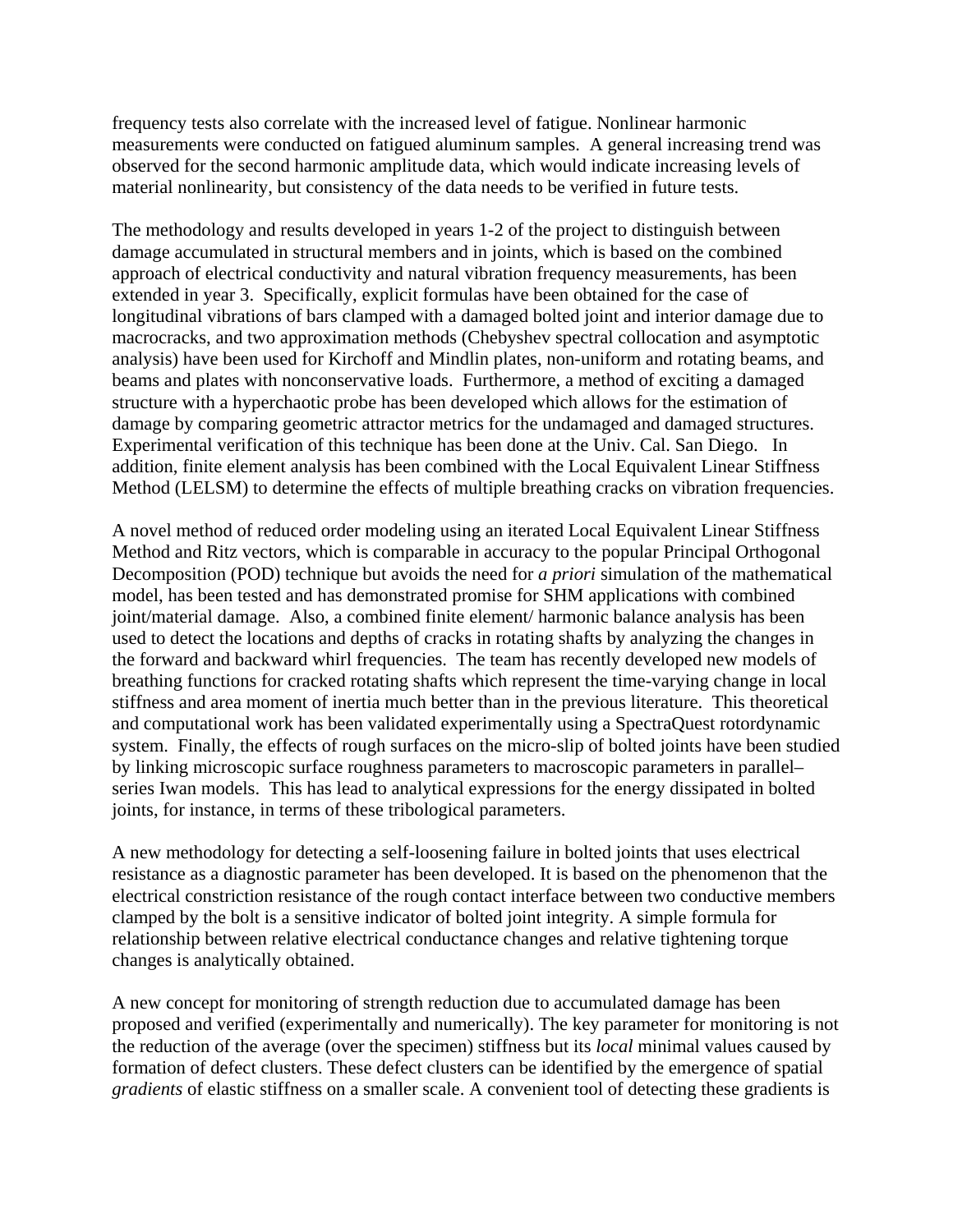frequency tests also correlate with the increased level of fatigue. Nonlinear harmonic measurements were conducted on fatigued aluminum samples. A general increasing trend was observed for the second harmonic amplitude data, which would indicate increasing levels of material nonlinearity, but consistency of the data needs to be verified in future tests.

The methodology and results developed in years 1-2 of the project to distinguish between damage accumulated in structural members and in joints, which is based on the combined approach of electrical conductivity and natural vibration frequency measurements, has been extended in year 3. Specifically, explicit formulas have been obtained for the case of longitudinal vibrations of bars clamped with a damaged bolted joint and interior damage due to macrocracks, and two approximation methods (Chebyshev spectral collocation and asymptotic analysis) have been used for Kirchoff and Mindlin plates, non-uniform and rotating beams, and beams and plates with nonconservative loads. Furthermore, a method of exciting a damaged structure with a hyperchaotic probe has been developed which allows for the estimation of damage by comparing geometric attractor metrics for the undamaged and damaged structures. Experimental verification of this technique has been done at the Univ. Cal. San Diego. In addition, finite element analysis has been combined with the Local Equivalent Linear Stiffness Method (LELSM) to determine the effects of multiple breathing cracks on vibration frequencies.

A novel method of reduced order modeling using an iterated Local Equivalent Linear Stiffness Method and Ritz vectors, which is comparable in accuracy to the popular Principal Orthogonal Decomposition (POD) technique but avoids the need for *a priori* simulation of the mathematical model, has been tested and has demonstrated promise for SHM applications with combined joint/material damage. Also, a combined finite element/ harmonic balance analysis has been used to detect the locations and depths of cracks in rotating shafts by analyzing the changes in the forward and backward whirl frequencies. The team has recently developed new models of breathing functions for cracked rotating shafts which represent the time-varying change in local stiffness and area moment of inertia much better than in the previous literature. This theoretical and computational work has been validated experimentally using a SpectraQuest rotordynamic system. Finally, the effects of rough surfaces on the micro-slip of bolted joints have been studied by linking microscopic surface roughness parameters to macroscopic parameters in parallel–series Iwan models. This has lead to analytical expressions for the energy dissipated in bolted joints, for instance, in terms of these tribological parameters.

A new methodology for detecting a self-loosening failure in bolted joints that uses electrical resistance as a diagnostic parameter has been developed. It is based on the phenomenon that the electrical constriction resistance of the rough contact interface between two conductive members clamped by the bolt is a sensitive indicator of bolted joint integrity. A simple formula for relationship between relative electrical conductance changes and relative tightening torque changes is analytically obtained.

A new concept for monitoring of strength reduction due to accumulated damage has been proposed and verified (experimentally and numerically). The key parameter for monitoring is not the reduction of the average (over the specimen) stiffness but its *local* minimal values caused by formation of defect clusters. These defect clusters can be identified by the emergence of spatial *gradients* of elastic stiffness on a smaller scale. A convenient tool of detecting these gradients is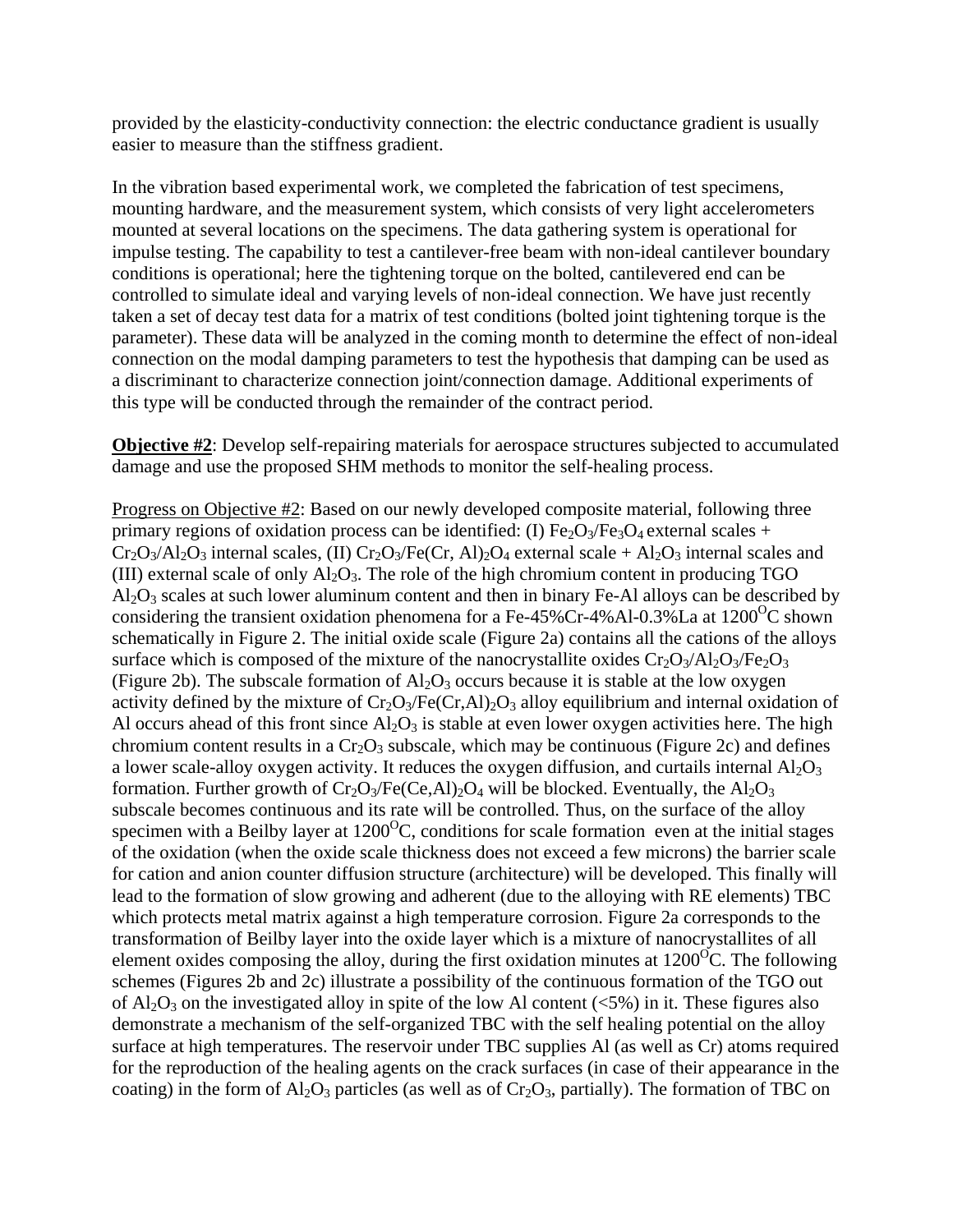provided by the elasticity-conductivity connection: the electric conductance gradient is usually easier to measure than the stiffness gradient.

In the vibration based experimental work, we completed the fabrication of test specimens, mounting hardware, and the measurement system, which consists of very light accelerometers mounted at several locations on the specimens. The data gathering system is operational for impulse testing. The capability to test a cantilever-free beam with non-ideal cantilever boundary conditions is operational; here the tightening torque on the bolted, cantilevered end can be controlled to simulate ideal and varying levels of non-ideal connection. We have just recently taken a set of decay test data for a matrix of test conditions (bolted joint tightening torque is the parameter). These data will be analyzed in the coming month to determine the effect of non-ideal connection on the modal damping parameters to test the hypothesis that damping can be used as a discriminant to characterize connection joint/connection damage. Additional experiments of this type will be conducted through the remainder of the contract period.

**Objective #2**: Develop self-repairing materials for aerospace structures subjected to accumulated damage and use the proposed SHM methods to monitor the self-healing process.

Progress on Objective #2: Based on our newly developed composite material, following three primary regions of oxidation process can be identified: (I) $Fe_2O_3$/$Fe_3O_4$ external scales + $Cr_2O_3$/$Al_2O_3$ internal scales, (II) $Cr_2O_3$/$Fe(Cr, Al)_2O_4$ external scale + $Al_2O_3$ internal scales and (III) external scale of only $Al_2O_3$. The role of the high chromium content in producing TGO $Al_2O_3$ scales at such lower aluminum content and then in binary Fe-Al alloys can be described by considering the transient oxidation phenomena for a Fe-45%Cr-4%Al-0.3%La at 1200$^{O}$C shown schematically in Figure 2. The initial oxide scale (Figure 2a) contains all the cations of the alloys surface which is composed of the mixture of the nanocrystallite oxides $Cr_2O_3$/$Al_2O_3$/$Fe_2O_3$ (Figure 2b). The subscale formation of $Al_2O_3$ occurs because it is stable at the low oxygen activity defined by the mixture of $Cr_2O_3$/$Fe(Cr,Al)_2O_3$ alloy equilibrium and internal oxidation of Al occurs ahead of this front since $Al_2O_3$ is stable at even lower oxygen activities here. The high chromium content results in a $Cr_2O_3$ subscale, which may be continuous (Figure 2c) and defines a lower scale-alloy oxygen activity. It reduces the oxygen diffusion, and curtails internal $Al_2O_3$ formation. Further growth of $Cr_2O_3$/$Fe(Ce,Al)_2O_4$ will be blocked. Eventually, the $Al_2O_3$ subscale becomes continuous and its rate will be controlled. Thus, on the surface of the alloy specimen with a Beilby layer at 1200$^{O}$C, conditions for scale formation even at the initial stages of the oxidation (when the oxide scale thickness does not exceed a few microns) the barrier scale for cation and anion counter diffusion structure (architecture) will be developed. This finally will lead to the formation of slow growing and adherent (due to the alloying with RE elements) TBC which protects metal matrix against a high temperature corrosion. Figure 2a corresponds to the transformation of Beilby layer into the oxide layer which is a mixture of nanocrystallites of all element oxides composing the alloy, during the first oxidation minutes at 1200$^{O}$C. The following schemes (Figures 2b and 2c) illustrate a possibility of the continuous formation of the TGO out of $Al_2O_3$ on the investigated alloy in spite of the low Al content (<5%) in it. These figures also demonstrate a mechanism of the self-organized TBC with the self healing potential on the alloy surface at high temperatures. The reservoir under TBC supplies Al (as well as Cr) atoms required for the reproduction of the healing agents on the crack surfaces (in case of their appearance in the coating) in the form of $Al_2O_3$ particles (as well as of $Cr_2O_3$, partially). The formation of TBC on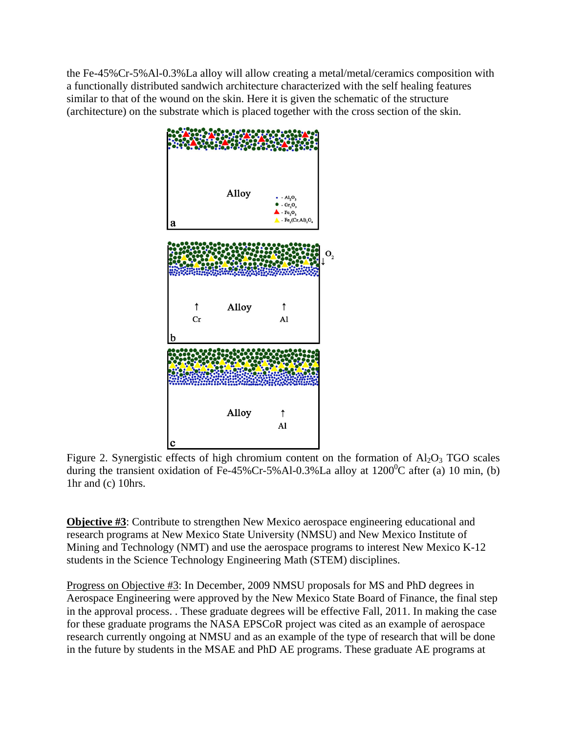the Fe-45%Cr-5%Al-0.3%La alloy will allow creating a metal/metal/ceramics composition with a functionally distributed sandwich architecture characterized with the self healing features similar to that of the wound on the skin. Here it is given the schematic of the structure (architecture) on the substrate which is placed together with the cross section of the skin.

Figure 2. Synergistic effects of high chromium content on the formation of $Al_2O_3$ TGO scales during the transient oxidation of Fe-45%Cr-5%Al-0.3%La alloy at 1200$^0$C after (a) 10 min, (b) 1hr and (c) 10hrs.

**Objective #3**: Contribute to strengthen New Mexico aerospace engineering educational and research programs at New Mexico State University (NMSU) and New Mexico Institute of Mining and Technology (NMT) and use the aerospace programs to interest New Mexico K-12 students in the Science Technology Engineering Math (STEM) disciplines.

Progress on Objective #3: In December, 2009 NMSU proposals for MS and PhD degrees in Aerospace Engineering were approved by the New Mexico State Board of Finance, the final step in the approval process. . These graduate degrees will be effective Fall, 2011. In making the case for these graduate programs the NASA EPSCoR project was cited as an example of aerospace research currently ongoing at NMSU and as an example of the type of research that will be done in the future by students in the MSAE and PhD AE programs. These graduate AE programs at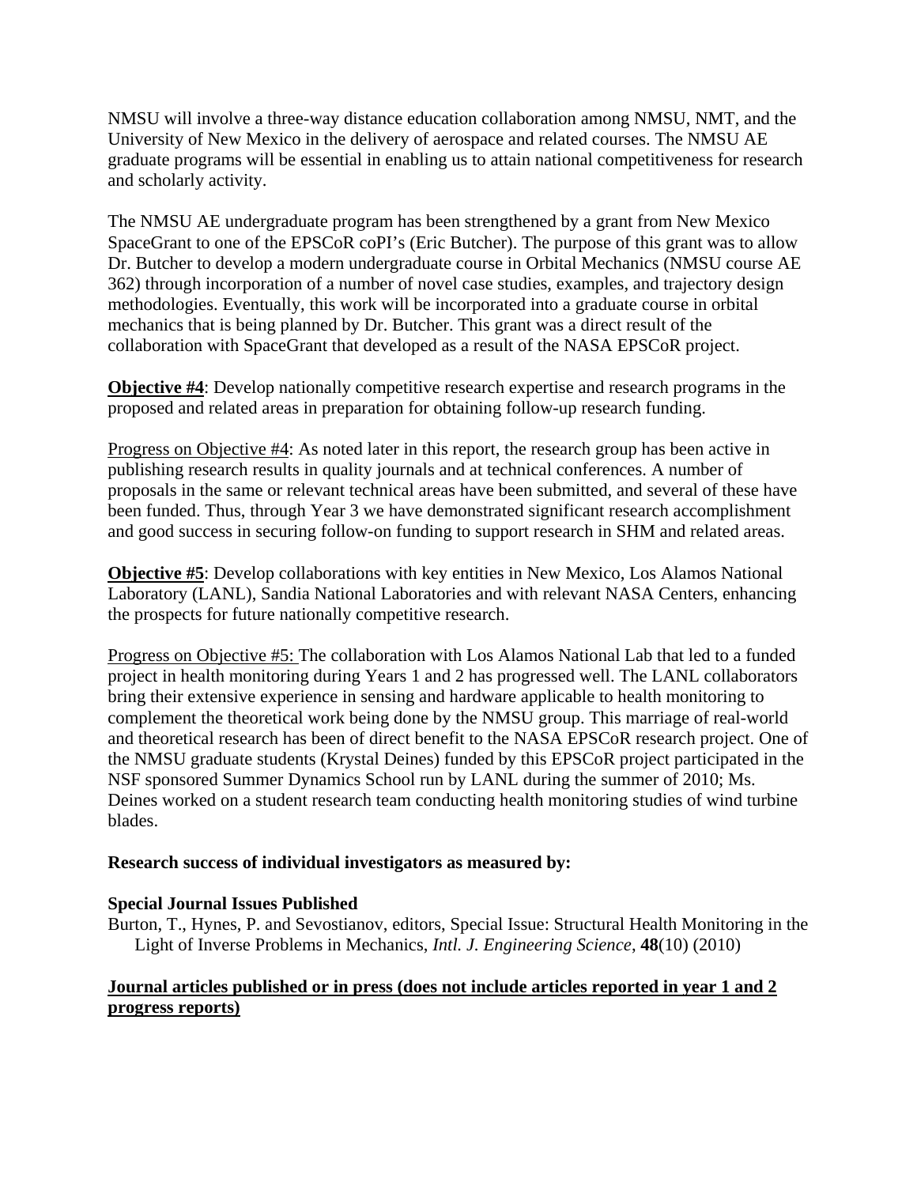NMSU will involve a three-way distance education collaboration among NMSU, NMT, and the University of New Mexico in the delivery of aerospace and related courses. The NMSU AE graduate programs will be essential in enabling us to attain national competitiveness for research and scholarly activity.

The NMSU AE undergraduate program has been strengthened by a grant from New Mexico SpaceGrant to one of the EPSCoR coPI's (Eric Butcher). The purpose of this grant was to allow Dr. Butcher to develop a modern undergraduate course in Orbital Mechanics (NMSU course AE 362) through incorporation of a number of novel case studies, examples, and trajectory design methodologies. Eventually, this work will be incorporated into a graduate course in orbital mechanics that is being planned by Dr. Butcher. This grant was a direct result of the collaboration with SpaceGrant that developed as a result of the NASA EPSCoR project.

**Objective #4**: Develop nationally competitive research expertise and research programs in the proposed and related areas in preparation for obtaining follow-up research funding.

Progress on Objective #4: As noted later in this report, the research group has been active in publishing research results in quality journals and at technical conferences. A number of proposals in the same or relevant technical areas have been submitted, and several of these have been funded. Thus, through Year 3 we have demonstrated significant research accomplishment and good success in securing follow-on funding to support research in SHM and related areas.

**Objective #5**: Develop collaborations with key entities in New Mexico, Los Alamos National Laboratory (LANL), Sandia National Laboratories and with relevant NASA Centers, enhancing the prospects for future nationally competitive research.

Progress on Objective #5: The collaboration with Los Alamos National Lab that led to a funded project in health monitoring during Years 1 and 2 has progressed well. The LANL collaborators bring their extensive experience in sensing and hardware applicable to health monitoring to complement the theoretical work being done by the NMSU group. This marriage of real-world and theoretical research has been of direct benefit to the NASA EPSCoR research project. One of the NMSU graduate students (Krystal Deines) funded by this EPSCoR project participated in the NSF sponsored Summer Dynamics School run by LANL during the summer of 2010; Ms. Deines worked on a student research team conducting health monitoring studies of wind turbine blades.

**Research success of individual investigators as measured by:**

**Special Journal Issues Published**

Burton, T., Hynes, P. and Sevostianov, editors, Special Issue: Structural Health Monitoring in the Light of Inverse Problems in Mechanics, *Intl. J. Engineering Science*, **48**(10) (2010)

**Journal articles published or in press (does not include articles reported in year 1 and 2 progress reports)**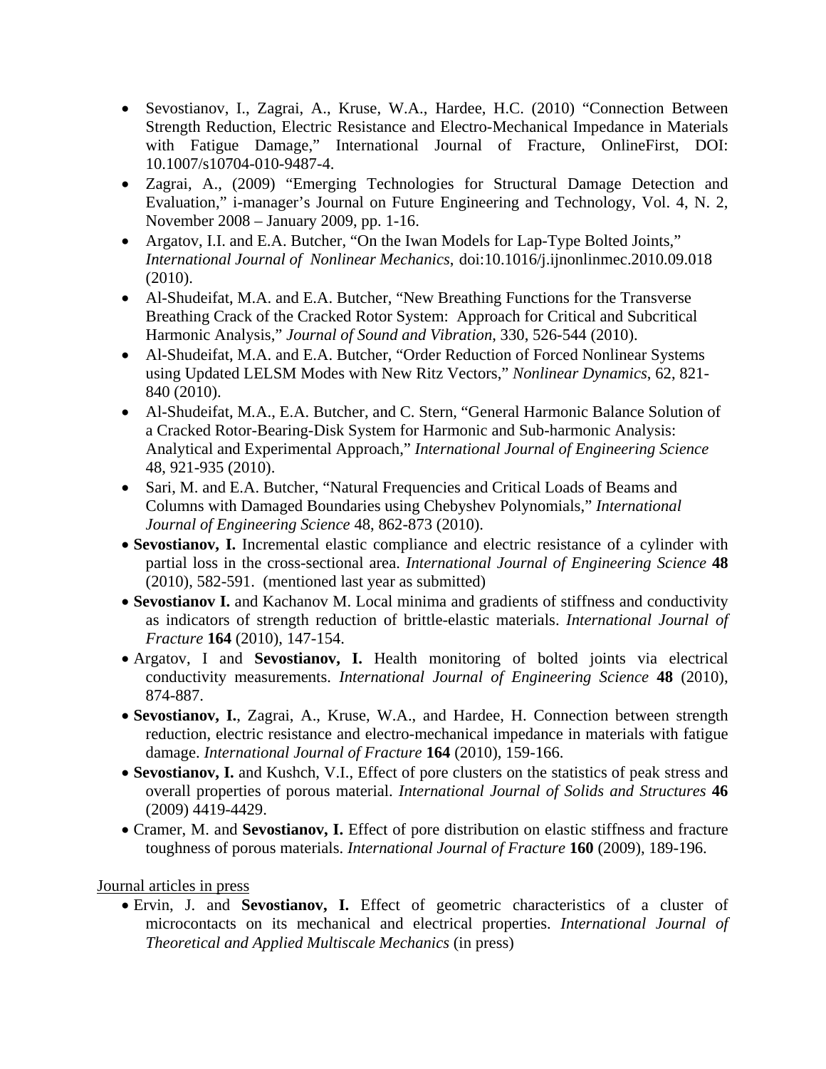- Sevostianov, I., Zagrai, A., Kruse, W.A., Hardee, H.C. (2010) "Connection Between Strength Reduction, Electric Resistance and Electro-Mechanical Impedance in Materials with Fatigue Damage," International Journal of Fracture, OnlineFirst, DOI: 10.1007/s10704-010-9487-4.
- Zagrai, A., (2009) "Emerging Technologies for Structural Damage Detection and Evaluation," i-manager's Journal on Future Engineering and Technology, Vol. 4, N. 2, November 2008 – January 2009, pp. 1-16.
- Argatov, I.I. and E.A. Butcher, "On the Iwan Models for Lap-Type Bolted Joints," *International Journal of Nonlinear Mechanics*, doi:10.1016/j.ijnonlinmec.2010.09.018 (2010).
- Al-Shudeifat, M.A. and E.A. Butcher, "New Breathing Functions for the Transverse Breathing Crack of the Cracked Rotor System: Approach for Critical and Subcritical Harmonic Analysis," *Journal of Sound and Vibration*, 330, 526-544 (2010).
- Al-Shudeifat, M.A. and E.A. Butcher, "Order Reduction of Forced Nonlinear Systems using Updated LELSM Modes with New Ritz Vectors," *Nonlinear Dynamics*, 62, 821-840 (2010).
- Al-Shudeifat, M.A., E.A. Butcher, and C. Stern, "General Harmonic Balance Solution of a Cracked Rotor-Bearing-Disk System for Harmonic and Sub-harmonic Analysis: Analytical and Experimental Approach," *International Journal of Engineering Science* 48, 921-935 (2010).
- Sari, M. and E.A. Butcher, "Natural Frequencies and Critical Loads of Beams and Columns with Damaged Boundaries using Chebyshev Polynomials," *International Journal of Engineering Science* 48, 862-873 (2010).
- **Sevostianov, I.** Incremental elastic compliance and electric resistance of a cylinder with partial loss in the cross-sectional area. *International Journal of Engineering Science* **48** (2010), 582-591. (mentioned last year as submitted)
- **Sevostianov I.** and Kachanov M. Local minima and gradients of stiffness and conductivity as indicators of strength reduction of brittle-elastic materials. *International Journal of Fracture* **164** (2010), 147-154.
- Argatov, I and **Sevostianov, I.** Health monitoring of bolted joints via electrical conductivity measurements. *International Journal of Engineering Science* **48** (2010), 874-887.
- **Sevostianov, I.**, Zagrai, A., Kruse, W.A., and Hardee, H. Connection between strength reduction, electric resistance and electro-mechanical impedance in materials with fatigue damage. *International Journal of Fracture* **164** (2010), 159-166.
- **Sevostianov, I.** and Kushch, V.I., Effect of pore clusters on the statistics of peak stress and overall properties of porous material. *International Journal of Solids and Structures* **46** (2009) 4419-4429.
- Cramer, M. and **Sevostianov, I.** Effect of pore distribution on elastic stiffness and fracture toughness of porous materials. *International Journal of Fracture* **160** (2009), 189-196.

Journal articles in press

- Ervin, J. and **Sevostianov, I.** Effect of geometric characteristics of a cluster of microcontacts on its mechanical and electrical properties. *International Journal of Theoretical and Applied Multiscale Mechanics* (in press)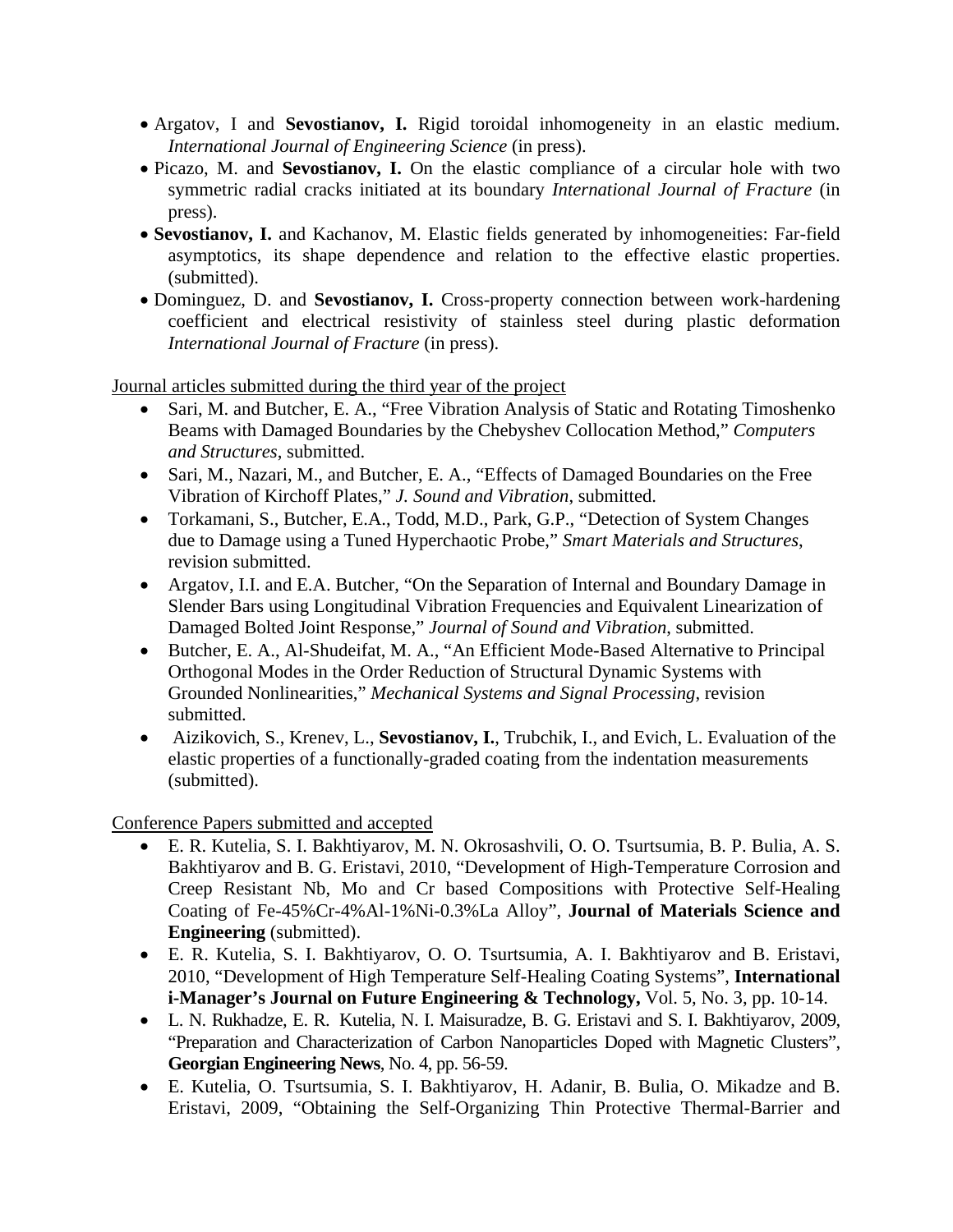- Argatov, I and **Sevostianov, I.** Rigid toroidal inhomogeneity in an elastic medium. *International Journal of Engineering Science* (in press).
- Picazo, M. and **Sevostianov, I.** On the elastic compliance of a circular hole with two symmetric radial cracks initiated at its boundary *International Journal of Fracture* (in press).
- **Sevostianov, I.** and Kachanov, M. Elastic fields generated by inhomogeneities: Far-field asymptotics, its shape dependence and relation to the effective elastic properties. (submitted).
- Dominguez, D. and **Sevostianov, I.** Cross-property connection between work-hardening coefficient and electrical resistivity of stainless steel during plastic deformation *International Journal of Fracture* (in press).

<u>Journal articles submitted during the third year of the project</u>

- Sari, M. and Butcher, E. A., "Free Vibration Analysis of Static and Rotating Timoshenko Beams with Damaged Boundaries by the Chebyshev Collocation Method," *Computers and Structures*, submitted.
- Sari, M., Nazari, M., and Butcher, E. A., "Effects of Damaged Boundaries on the Free Vibration of Kirchoff Plates," *J. Sound and Vibration*, submitted.
- Torkamani, S., Butcher, E.A., Todd, M.D., Park, G.P., "Detection of System Changes due to Damage using a Tuned Hyperchaotic Probe," *Smart Materials and Structures*, revision submitted.
- Argatov, I.I. and E.A. Butcher, "On the Separation of Internal and Boundary Damage in Slender Bars using Longitudinal Vibration Frequencies and Equivalent Linearization of Damaged Bolted Joint Response," *Journal of Sound and Vibration*, submitted.
- Butcher, E. A., Al-Shudeifat, M. A., "An Efficient Mode-Based Alternative to Principal Orthogonal Modes in the Order Reduction of Structural Dynamic Systems with Grounded Nonlinearities," *Mechanical Systems and Signal Processing*, revision submitted.
- Aizikovich, S., Krenev, L., **Sevostianov, I.**, Trubchik, I., and Evich, L. Evaluation of the elastic properties of a functionally-graded coating from the indentation measurements (submitted).

<u>Conference Papers submitted and accepted</u>

- E. R. Kutelia, S. I. Bakhtiyarov, M. N. Okrosashvili, O. O. Tsurtsumia, B. P. Bulia, A. S. Bakhtiyarov and B. G. Eristavi, 2010, "Development of High-Temperature Corrosion and Creep Resistant Nb, Mo and Cr based Compositions with Protective Self-Healing Coating of Fe-45%Cr-4%Al-1%Ni-0.3%La Alloy", **Journal of Materials Science and Engineering** (submitted).
- E. R. Kutelia, S. I. Bakhtiyarov, O. O. Tsurtsumia, A. I. Bakhtiyarov and B. Eristavi, 2010, "Development of High Temperature Self-Healing Coating Systems", **International i-Manager's Journal on Future Engineering & Technology,** Vol. 5, No. 3, pp. 10-14.
- L. N. Rukhadze, E. R. Kutelia, N. I. Maisuradze, B. G. Eristavi and S. I. Bakhtiyarov, 2009, "Preparation and Characterization of Carbon Nanoparticles Doped with Magnetic Clusters", **Georgian Engineering News**, No. 4, pp. 56-59.
- E. Kutelia, O. Tsurtsumia, S. I. Bakhtiyarov, H. Adanir, B. Bulia, O. Mikadze and B. Eristavi, 2009, "Obtaining the Self-Organizing Thin Protective Thermal-Barrier and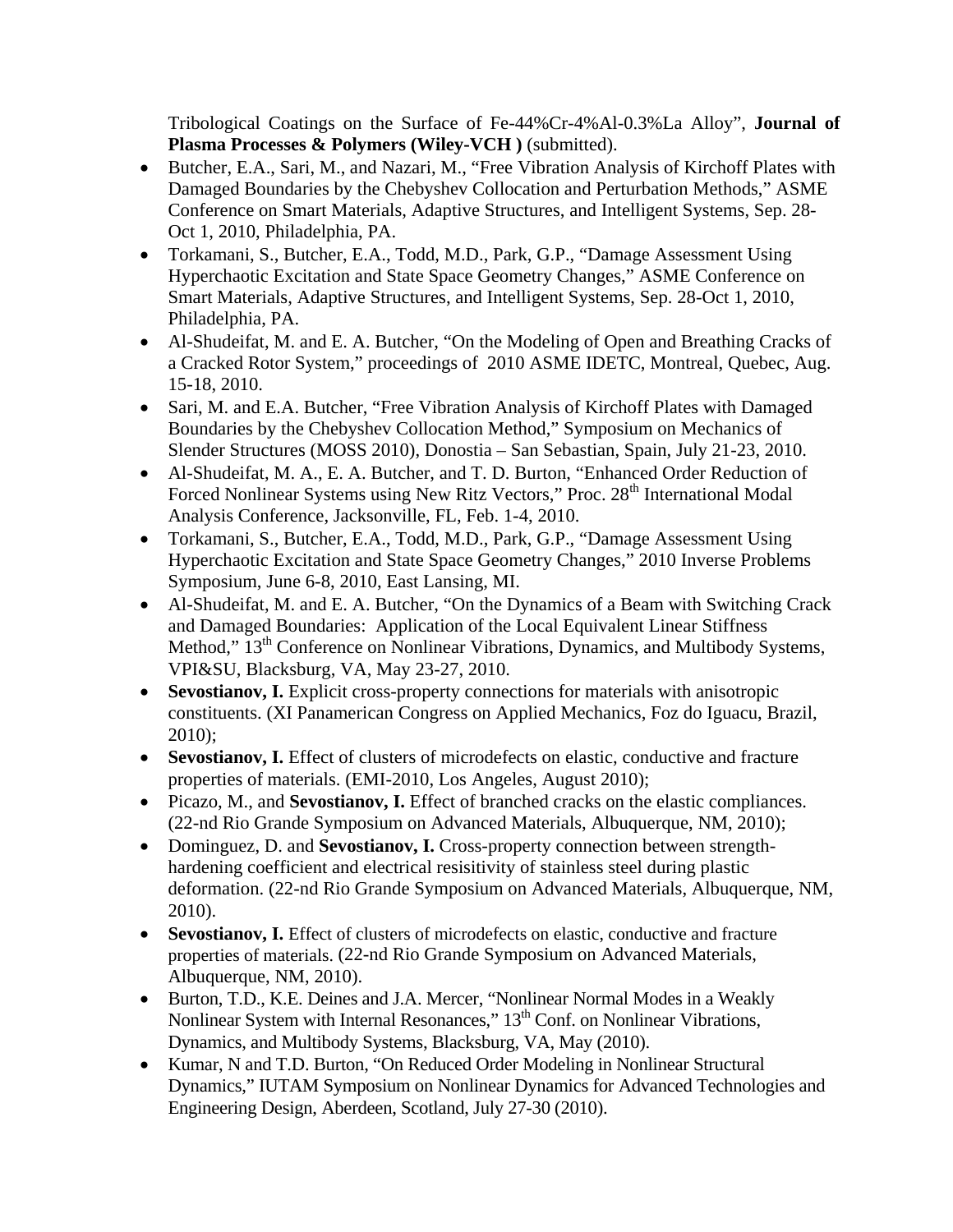Tribological Coatings on the Surface of Fe-44%Cr-4%Al-0.3%La Alloy", **Journal of Plasma Processes & Polymers (Wiley-VCH )** (submitted).

- Butcher, E.A., Sari, M., and Nazari, M., "Free Vibration Analysis of Kirchoff Plates with Damaged Boundaries by the Chebyshev Collocation and Perturbation Methods," ASME Conference on Smart Materials, Adaptive Structures, and Intelligent Systems, Sep. 28-Oct 1, 2010, Philadelphia, PA.
- Torkamani, S., Butcher, E.A., Todd, M.D., Park, G.P., "Damage Assessment Using Hyperchaotic Excitation and State Space Geometry Changes," ASME Conference on Smart Materials, Adaptive Structures, and Intelligent Systems, Sep. 28-Oct 1, 2010, Philadelphia, PA.
- Al-Shudeifat, M. and E. A. Butcher, "On the Modeling of Open and Breathing Cracks of a Cracked Rotor System," proceedings of 2010 ASME IDETC, Montreal, Quebec, Aug. 15-18, 2010.
- Sari, M. and E.A. Butcher, "Free Vibration Analysis of Kirchoff Plates with Damaged Boundaries by the Chebyshev Collocation Method," Symposium on Mechanics of Slender Structures (MOSS 2010), Donostia – San Sebastian, Spain, July 21-23, 2010.
- Al-Shudeifat, M. A., E. A. Butcher, and T. D. Burton, "Enhanced Order Reduction of Forced Nonlinear Systems using New Ritz Vectors," Proc. 28th International Modal Analysis Conference, Jacksonville, FL, Feb. 1-4, 2010.
- Torkamani, S., Butcher, E.A., Todd, M.D., Park, G.P., "Damage Assessment Using Hyperchaotic Excitation and State Space Geometry Changes," 2010 Inverse Problems Symposium, June 6-8, 2010, East Lansing, MI.
- Al-Shudeifat, M. and E. A. Butcher, "On the Dynamics of a Beam with Switching Crack and Damaged Boundaries: Application of the Local Equivalent Linear Stiffness Method," 13th Conference on Nonlinear Vibrations, Dynamics, and Multibody Systems, VPI&SU, Blacksburg, VA, May 23-27, 2010.
- **Sevostianov, I.** Explicit cross-property connections for materials with anisotropic constituents. (XI Panamerican Congress on Applied Mechanics, Foz do Iguacu, Brazil, 2010);
- **Sevostianov, I.** Effect of clusters of microdefects on elastic, conductive and fracture properties of materials. (EMI-2010, Los Angeles, August 2010);
- Picazo, M., and **Sevostianov, I.** Effect of branched cracks on the elastic compliances. (22-nd Rio Grande Symposium on Advanced Materials, Albuquerque, NM, 2010);
- Dominguez, D. and **Sevostianov, I.** Cross-property connection between strength-hardening coefficient and electrical resisitivity of stainless steel during plastic deformation. (22-nd Rio Grande Symposium on Advanced Materials, Albuquerque, NM, 2010).
- **Sevostianov, I.** Effect of clusters of microdefects on elastic, conductive and fracture properties of materials. (22-nd Rio Grande Symposium on Advanced Materials, Albuquerque, NM, 2010).
- Burton, T.D., K.E. Deines and J.A. Mercer, "Nonlinear Normal Modes in a Weakly Nonlinear System with Internal Resonances," 13th Conf. on Nonlinear Vibrations, Dynamics, and Multibody Systems, Blacksburg, VA, May (2010).
- Kumar, N and T.D. Burton, "On Reduced Order Modeling in Nonlinear Structural Dynamics," IUTAM Symposium on Nonlinear Dynamics for Advanced Technologies and Engineering Design, Aberdeen, Scotland, July 27-30 (2010).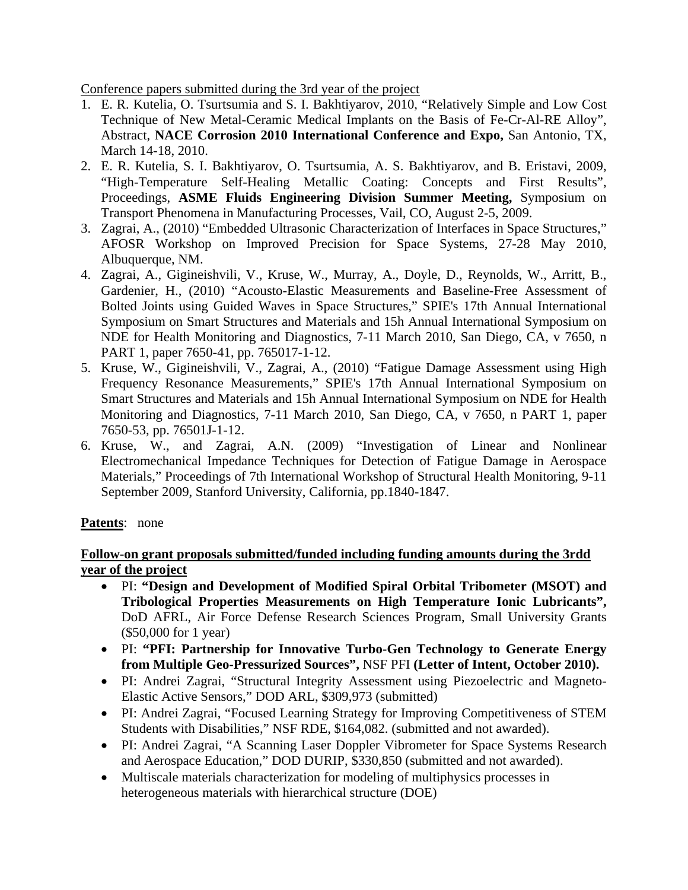Conference papers submitted during the 3rd year of the project

1. E. R. Kutelia, O. Tsurtsumia and S. I. Bakhtiyarov, 2010, "Relatively Simple and Low Cost Technique of New Metal-Ceramic Medical Implants on the Basis of Fe-Cr-Al-RE Alloy", Abstract, **NACE Corrosion 2010 International Conference and Expo,** San Antonio, TX, March 14-18, 2010.
2. E. R. Kutelia, S. I. Bakhtiyarov, O. Tsurtsumia, A. S. Bakhtiyarov, and B. Eristavi, 2009, "High-Temperature Self-Healing Metallic Coating: Concepts and First Results", Proceedings, **ASME Fluids Engineering Division Summer Meeting,** Symposium on Transport Phenomena in Manufacturing Processes, Vail, CO, August 2-5, 2009.
3. Zagrai, A., (2010) "Embedded Ultrasonic Characterization of Interfaces in Space Structures," AFOSR Workshop on Improved Precision for Space Systems, 27-28 May 2010, Albuquerque, NM.
4. Zagrai, A., Gigineishvili, V., Kruse, W., Murray, A., Doyle, D., Reynolds, W., Arritt, B., Gardenier, H., (2010) "Acousto-Elastic Measurements and Baseline-Free Assessment of Bolted Joints using Guided Waves in Space Structures," SPIE's 17th Annual International Symposium on Smart Structures and Materials and 15h Annual International Symposium on NDE for Health Monitoring and Diagnostics, 7-11 March 2010, San Diego, CA, v 7650, n PART 1, paper 7650-41, pp. 765017-1-12.
5. Kruse, W., Gigineishvili, V., Zagrai, A., (2010) "Fatigue Damage Assessment using High Frequency Resonance Measurements," SPIE's 17th Annual International Symposium on Smart Structures and Materials and 15h Annual International Symposium on NDE for Health Monitoring and Diagnostics, 7-11 March 2010, San Diego, CA, v 7650, n PART 1, paper 7650-53, pp. 76501J-1-12.
6. Kruse, W., and Zagrai, A.N. (2009) "Investigation of Linear and Nonlinear Electromechanical Impedance Techniques for Detection of Fatigue Damage in Aerospace Materials," Proceedings of 7th International Workshop of Structural Health Monitoring, 9-11 September 2009, Stanford University, California, pp.1840-1847.

**Patents**: none

**Follow-on grant proposals submitted/funded including funding amounts during the 3rdd year of the project**

- PI: **"Design and Development of Modified Spiral Orbital Tribometer (MSOT) and Tribological Properties Measurements on High Temperature Ionic Lubricants",** DoD AFRL, Air Force Defense Research Sciences Program, Small University Grants ($50,000 for 1 year)
- PI: **"PFI: Partnership for Innovative Turbo-Gen Technology to Generate Energy from Multiple Geo-Pressurized Sources",** NSF PFI **(Letter of Intent, October 2010).**
- PI: Andrei Zagrai, "Structural Integrity Assessment using Piezoelectric and Magneto-Elastic Active Sensors," DOD ARL, $309,973 (submitted)
- PI: Andrei Zagrai, "Focused Learning Strategy for Improving Competitiveness of STEM Students with Disabilities," NSF RDE, $164,082. (submitted and not awarded).
- PI: Andrei Zagrai, "A Scanning Laser Doppler Vibrometer for Space Systems Research and Aerospace Education," DOD DURIP, $330,850 (submitted and not awarded).
- Multiscale materials characterization for modeling of multiphysics processes in heterogeneous materials with hierarchical structure (DOE)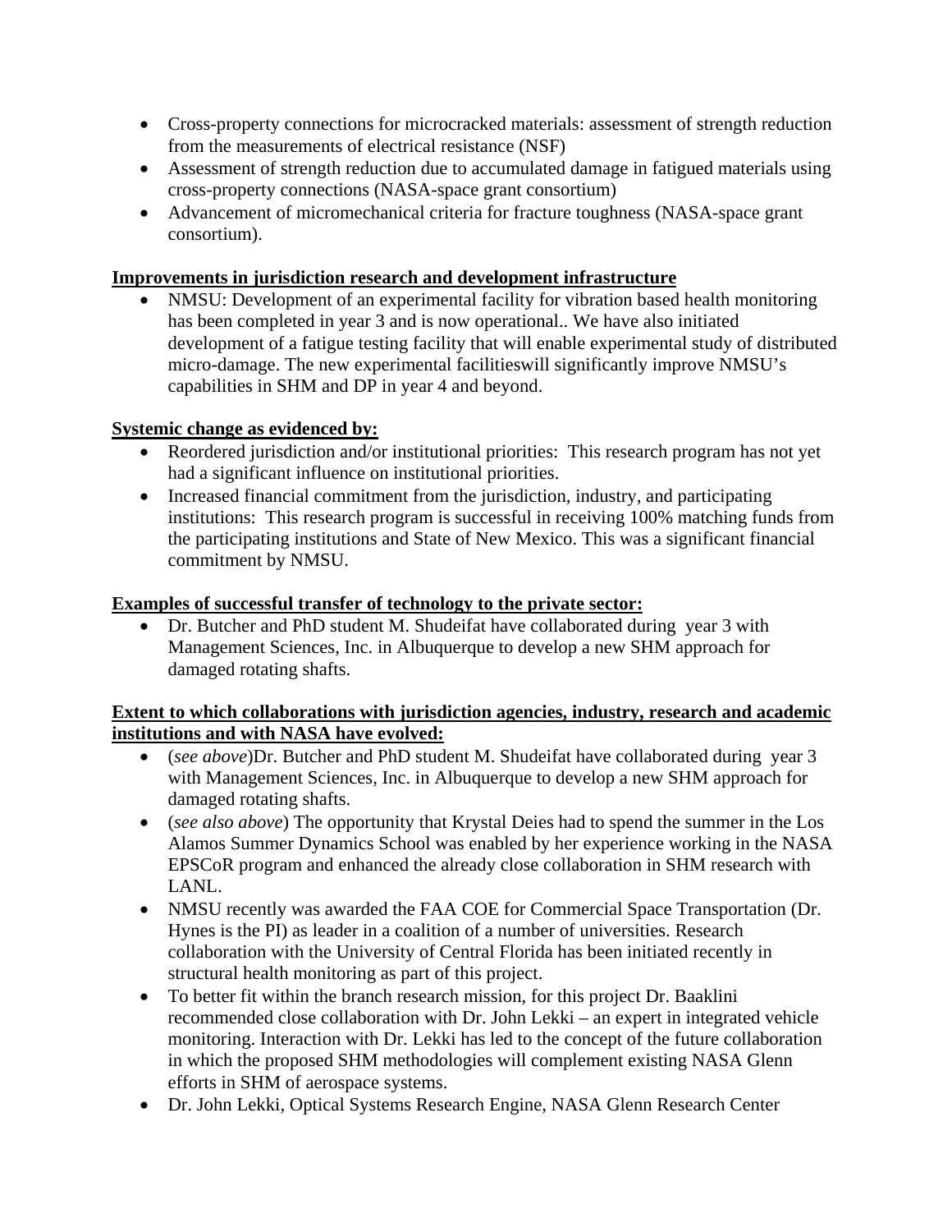- Cross-property connections for microcracked materials: assessment of strength reduction from the measurements of electrical resistance (NSF)
- Assessment of strength reduction due to accumulated damage in fatigued materials using cross-property connections (NASA-space grant consortium)
- Advancement of micromechanical criteria for fracture toughness (NASA-space grant consortium).

**Improvements in jurisdiction research and development infrastructure**

- NMSU: Development of an experimental facility for vibration based health monitoring has been completed in year 3 and is now operational.. We have also initiated development of a fatigue testing facility that will enable experimental study of distributed micro-damage. The new experimental facilitieswill significantly improve NMSU's capabilities in SHM and DP in year 4 and beyond.

**Systemic change as evidenced by:**

- Reordered jurisdiction and/or institutional priorities: This research program has not yet had a significant influence on institutional priorities.
- Increased financial commitment from the jurisdiction, industry, and participating institutions: This research program is successful in receiving 100% matching funds from the participating institutions and State of New Mexico. This was a significant financial commitment by NMSU.

**Examples of successful transfer of technology to the private sector:**

- Dr. Butcher and PhD student M. Shudeifat have collaborated during year 3 with Management Sciences, Inc. in Albuquerque to develop a new SHM approach for damaged rotating shafts.

**Extent to which collaborations with jurisdiction agencies, industry, research and academic institutions and with NASA have evolved:**

- (*see above*)Dr. Butcher and PhD student M. Shudeifat have collaborated during year 3 with Management Sciences, Inc. in Albuquerque to develop a new SHM approach for damaged rotating shafts.
- (*see also above*) The opportunity that Krystal Deies had to spend the summer in the Los Alamos Summer Dynamics School was enabled by her experience working in the NASA EPSCoR program and enhanced the already close collaboration in SHM research with LANL.
- NMSU recently was awarded the FAA COE for Commercial Space Transportation (Dr. Hynes is the PI) as leader in a coalition of a number of universities. Research collaboration with the University of Central Florida has been initiated recently in structural health monitoring as part of this project.
- To better fit within the branch research mission, for this project Dr. Baaklini recommended close collaboration with Dr. John Lekki – an expert in integrated vehicle monitoring. Interaction with Dr. Lekki has led to the concept of the future collaboration in which the proposed SHM methodologies will complement existing NASA Glenn efforts in SHM of aerospace systems.
- Dr. John Lekki, Optical Systems Research Engine, NASA Glenn Research Center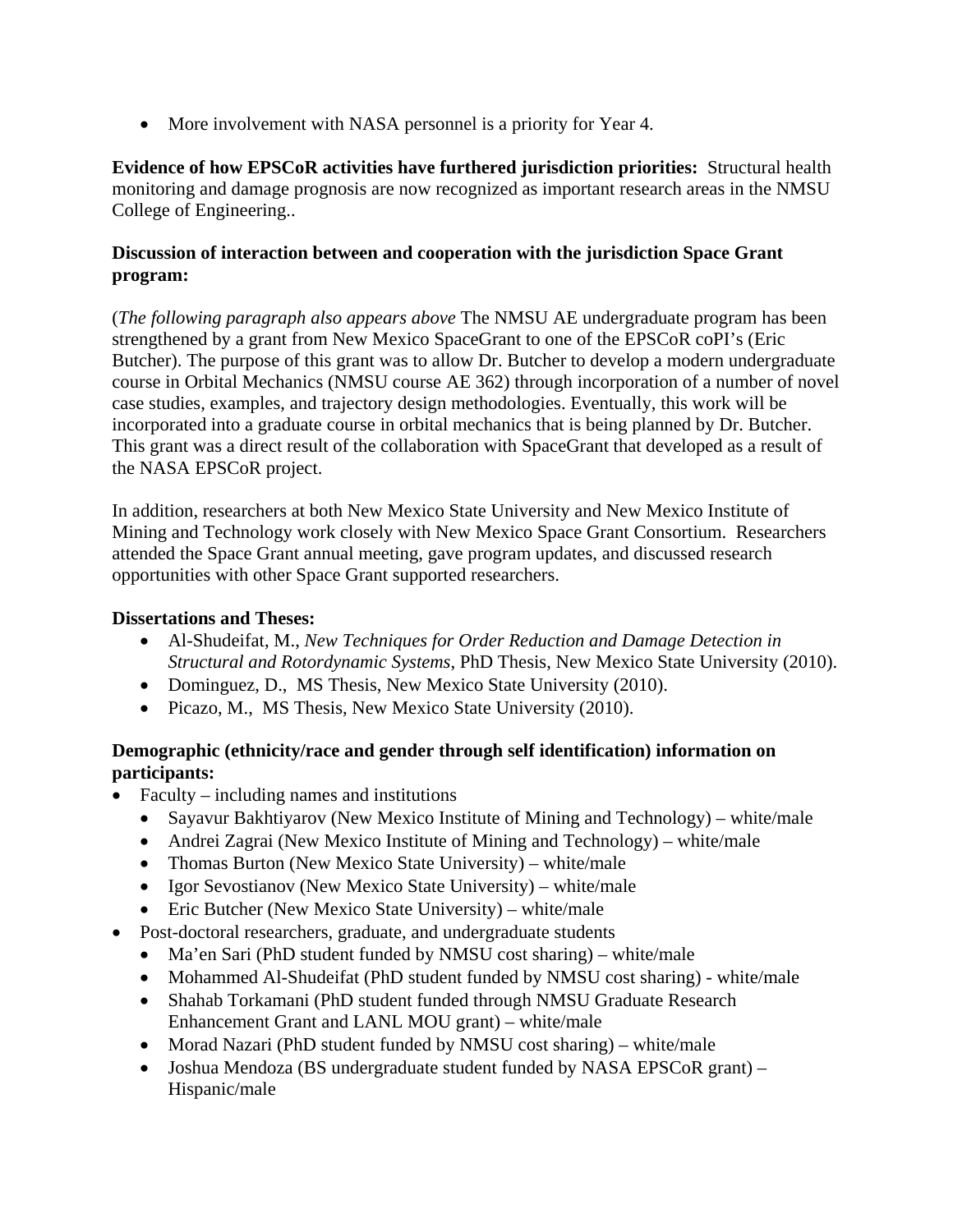- More involvement with NASA personnel is a priority for Year 4.

**Evidence of how EPSCoR activities have furthered jurisdiction priorities:** Structural health monitoring and damage prognosis are now recognized as important research areas in the NMSU College of Engineering..

**Discussion of interaction between and cooperation with the jurisdiction Space Grant program:**

(*The following paragraph also appears above* The NMSU AE undergraduate program has been strengthened by a grant from New Mexico SpaceGrant to one of the EPSCoR coPI's (Eric Butcher). The purpose of this grant was to allow Dr. Butcher to develop a modern undergraduate course in Orbital Mechanics (NMSU course AE 362) through incorporation of a number of novel case studies, examples, and trajectory design methodologies. Eventually, this work will be incorporated into a graduate course in orbital mechanics that is being planned by Dr. Butcher. This grant was a direct result of the collaboration with SpaceGrant that developed as a result of the NASA EPSCoR project.

In addition, researchers at both New Mexico State University and New Mexico Institute of Mining and Technology work closely with New Mexico Space Grant Consortium. Researchers attended the Space Grant annual meeting, gave program updates, and discussed research opportunities with other Space Grant supported researchers.

**Dissertations and Theses:**

- Al-Shudeifat, M., *New Techniques for Order Reduction and Damage Detection in Structural and Rotordynamic Systems*, PhD Thesis, New Mexico State University (2010).
- Dominguez, D., MS Thesis, New Mexico State University (2010).
- Picazo, M., MS Thesis, New Mexico State University (2010).

**Demographic (ethnicity/race and gender through self identification) information on participants:**

- Faculty – including names and institutions
  - Sayavur Bakhtiyarov (New Mexico Institute of Mining and Technology) – white/male
  - Andrei Zagrai (New Mexico Institute of Mining and Technology) – white/male
  - Thomas Burton (New Mexico State University) – white/male
  - Igor Sevostianov (New Mexico State University) – white/male
  - Eric Butcher (New Mexico State University) – white/male
- Post-doctoral researchers, graduate, and undergraduate students
  - Ma'en Sari (PhD student funded by NMSU cost sharing) – white/male
  - Mohammed Al-Shudeifat (PhD student funded by NMSU cost sharing) - white/male
  - Shahab Torkamani (PhD student funded through NMSU Graduate Research Enhancement Grant and LANL MOU grant) – white/male
  - Morad Nazari (PhD student funded by NMSU cost sharing) – white/male
  - Joshua Mendoza (BS undergraduate student funded by NASA EPSCoR grant) – Hispanic/male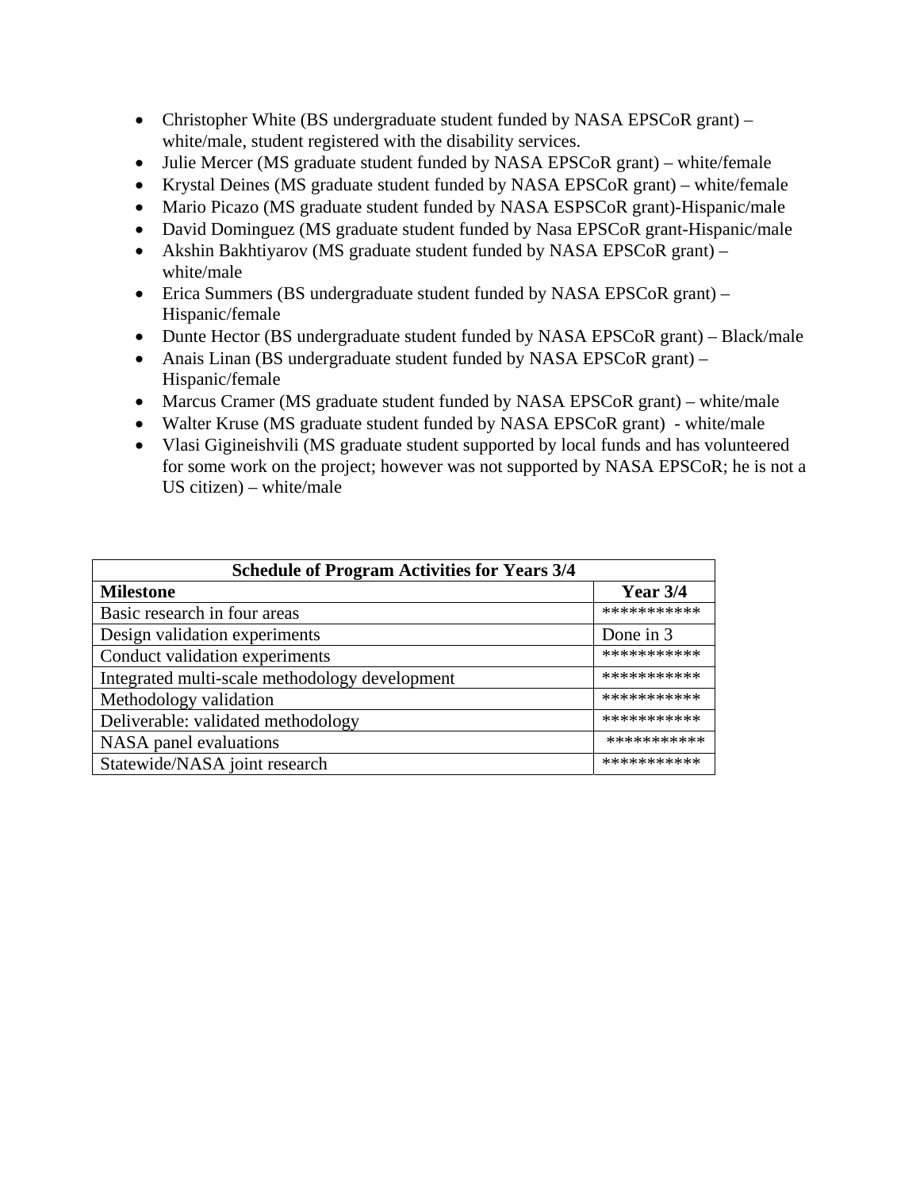- Christopher White (BS undergraduate student funded by NASA EPSCoR grant) – white/male, student registered with the disability services.
- Julie Mercer (MS graduate student funded by NASA EPSCoR grant) – white/female
- Krystal Deines (MS graduate student funded by NASA EPSCoR grant) – white/female
- Mario Picazo (MS graduate student funded by NASA ESPSCoR grant)-Hispanic/male
- David Dominguez (MS graduate student funded by Nasa EPSCoR grant-Hispanic/male
- Akshin Bakhtiyarov (MS graduate student funded by NASA EPSCoR grant) – white/male
- Erica Summers (BS undergraduate student funded by NASA EPSCoR grant) – Hispanic/female
- Dunte Hector (BS undergraduate student funded by NASA EPSCoR grant) – Black/male
- Anais Linan (BS undergraduate student funded by NASA EPSCoR grant) – Hispanic/female
- Marcus Cramer (MS graduate student funded by NASA EPSCoR grant) – white/male
- Walter Kruse (MS graduate student funded by NASA EPSCoR grant) - white/male
- Vlasi Gigineishvili (MS graduate student supported by local funds and has volunteered for some work on the project; however was not supported by NASA EPSCoR; he is not a US citizen) – white/male

| Schedule of Program Activities for Years 3/4 | |
|---|---|
| **Milestone** | **Year 3/4** |
| Basic research in four areas | *********** |
| Design validation experiments | Done in 3 |
| Conduct validation experiments | *********** |
| Integrated multi-scale methodology development | *********** |
| Methodology validation | *********** |
| Deliverable: validated methodology | *********** |
| NASA panel evaluations | *********** |
| Statewide/NASA joint research | *********** |